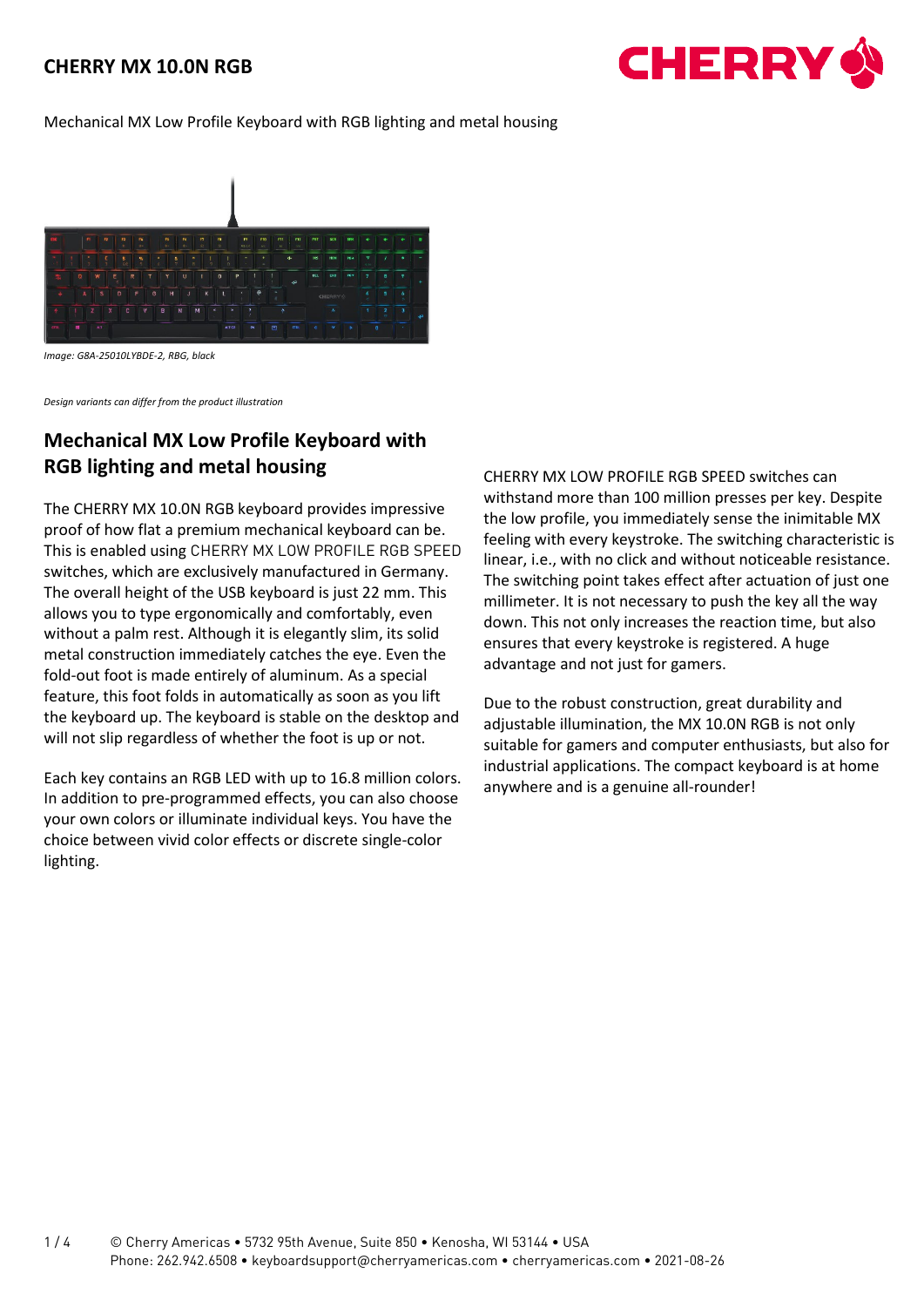# CHERRY MX 10.0N RGB

Mechanical MX Low Profile Keyboard with RGB lighting and metal housing

*Image: G8A-25010LYBDE-2, RBG, black*

*Design variants can differ from the product illustration*

## Mechanical MX Low Profile Keyboard with RGB lighting and metal housing

The CHERRY MX 10.0N RGB keyboard provides impressive proof of how flat a premium mechanical keyboard can be. This is enabled using CHERRY MX LOW PROFILE RGB SPEED switches, which are exclusively manufactured in Germany. The overall height of the USB keyboard is just 22 mm. This allows you to type ergonomically and comfortably, even without a palm rest. Although it is elegantly slim, its solid metal construction immediately catches the eye. Even the fold-out foot is made entirely of aluminum. As a special feature, this foot folds in automatically as soon as you lift the keyboard up. The keyboard is stable on the desktop and will not slip regardless of whether the foot is up or not.

Each key contains an RGB LED with up to 16.8 million colors. In addition to pre-programmed effects, you can also choose your own colors or illuminate individual keys. You have the choice between vivid color effects or discrete single-color lighting.

CHERRY MX LOW PROFILE RGB SPEED switches can withstand more than 100 million presses per key. Despite the low profile, you immediately sense the inimitable MX feeling with every keystroke. The switching characteristic is linear, i.e., with no click and without noticeable resistance. The switching point takes effect after actuation of just one millimeter. It is not necessary to push the key all the way down. This not only increases the reaction time, but also ensures that every keystroke is registered. A huge advantage and not just for gamers.

Due to the robust construction, great durability and adjustable illumination, the MX 10.0N RGB is not only suitable for gamers and computer enthusiasts, but also for industrial applications. The compact keyboard is at home anywhere and is a genuine all-rounder!

© Cherry Americas • 5732 95th Avenue, Suite 850 • Kenosha, WI 53144 • USA
Phone: 262.942.6508 • keyboardsupport@cherryamericas.com • cherryamericas.com • 2021-08-26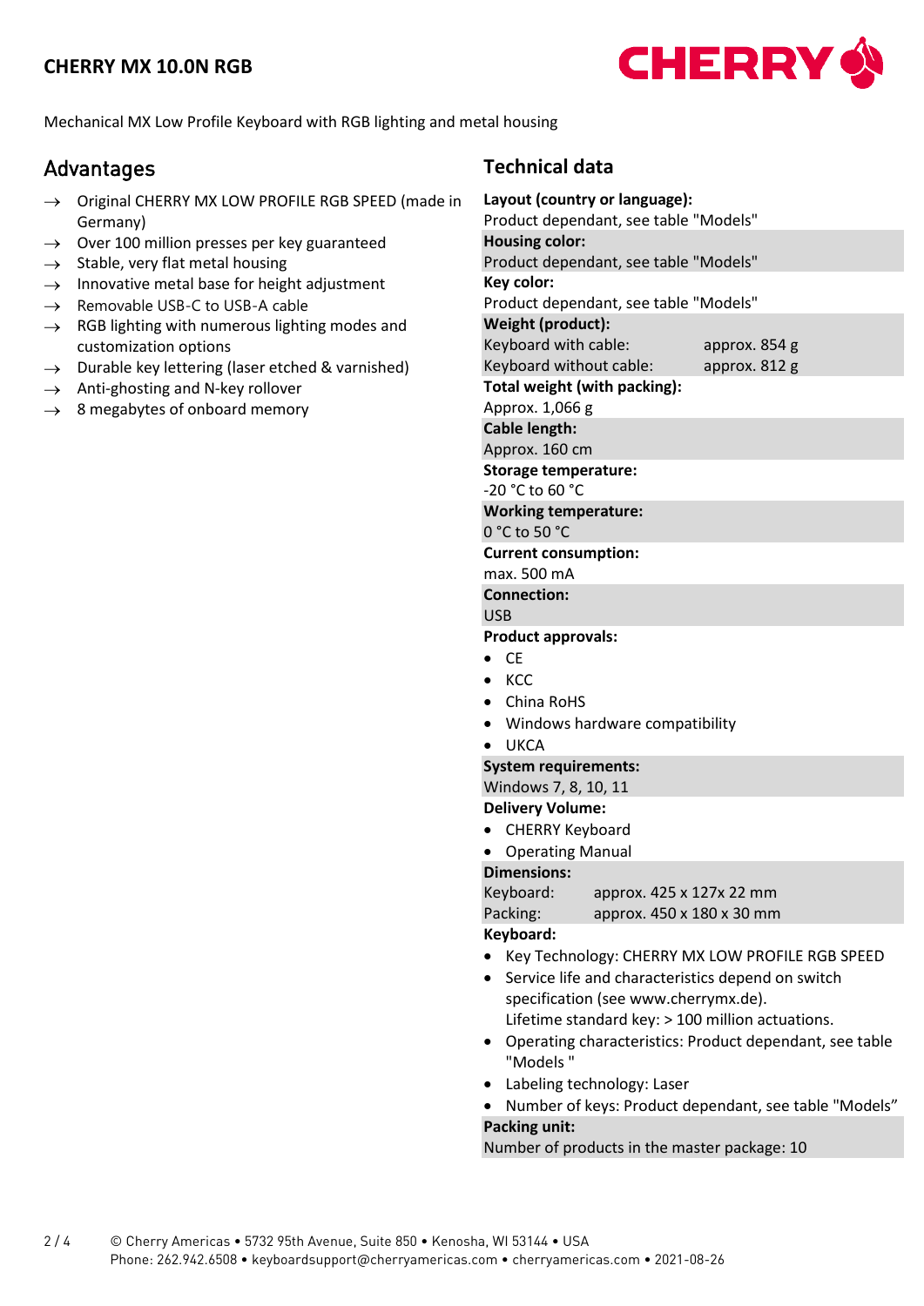# CHERRY MX 10.0N RGB

Mechanical MX Low Profile Keyboard with RGB lighting and metal housing

## Advantages

- → Original CHERRY MX LOW PROFILE RGB SPEED (made in Germany)
- → Over 100 million presses per key guaranteed
- → Stable, very flat metal housing
- → Innovative metal base for height adjustment
- → Removable USB-C to USB-A cable
- → RGB lighting with numerous lighting modes and customization options
- → Durable key lettering (laser etched & varnished)
- → Anti-ghosting and N-key rollover
- → 8 megabytes of onboard memory

## Technical data

**Layout (country or language):**
Product dependant, see table "Models"

**Housing color:**
Product dependant, see table "Models"

**Key color:**
Product dependant, see table "Models"

**Weight (product):**

| | |
|---|---|
| Keyboard with cable: | approx. 854 g |
| Keyboard without cable: | approx. 812 g |

**Total weight (with packing):**
Approx. 1,066 g

**Cable length:**
Approx. 160 cm

**Storage temperature:**
-20 °C to 60 °C

**Working temperature:**
0 °C to 50 °C

**Current consumption:**
max. 500 mA

**Connection:**
USB

**Product approvals:**

- CE
- KCC
- China RoHS
- Windows hardware compatibility
- UKCA

**System requirements:**
Windows 7, 8, 10, 11

**Delivery Volume:**

- CHERRY Keyboard
- Operating Manual

**Dimensions:**

| | |
|---|---|
| Keyboard: | approx. 425 x 127x 22 mm |
| Packing: | approx. 450 x 180 x 30 mm |

**Keyboard:**

- Key Technology: CHERRY MX LOW PROFILE RGB SPEED
- Service life and characteristics depend on switch specification (see www.cherrymx.de).
  Lifetime standard key: > 100 million actuations.
- Operating characteristics: Product dependant, see table "Models "
- Labeling technology: Laser
- Number of keys: Product dependant, see table "Models"

**Packing unit:**
Number of products in the master package: 10

© Cherry Americas • 5732 95th Avenue, Suite 850 • Kenosha, WI 53144 • USA
Phone: 262.942.6508 • keyboardsupport@cherryamericas.com • cherryamericas.com • 2021-08-26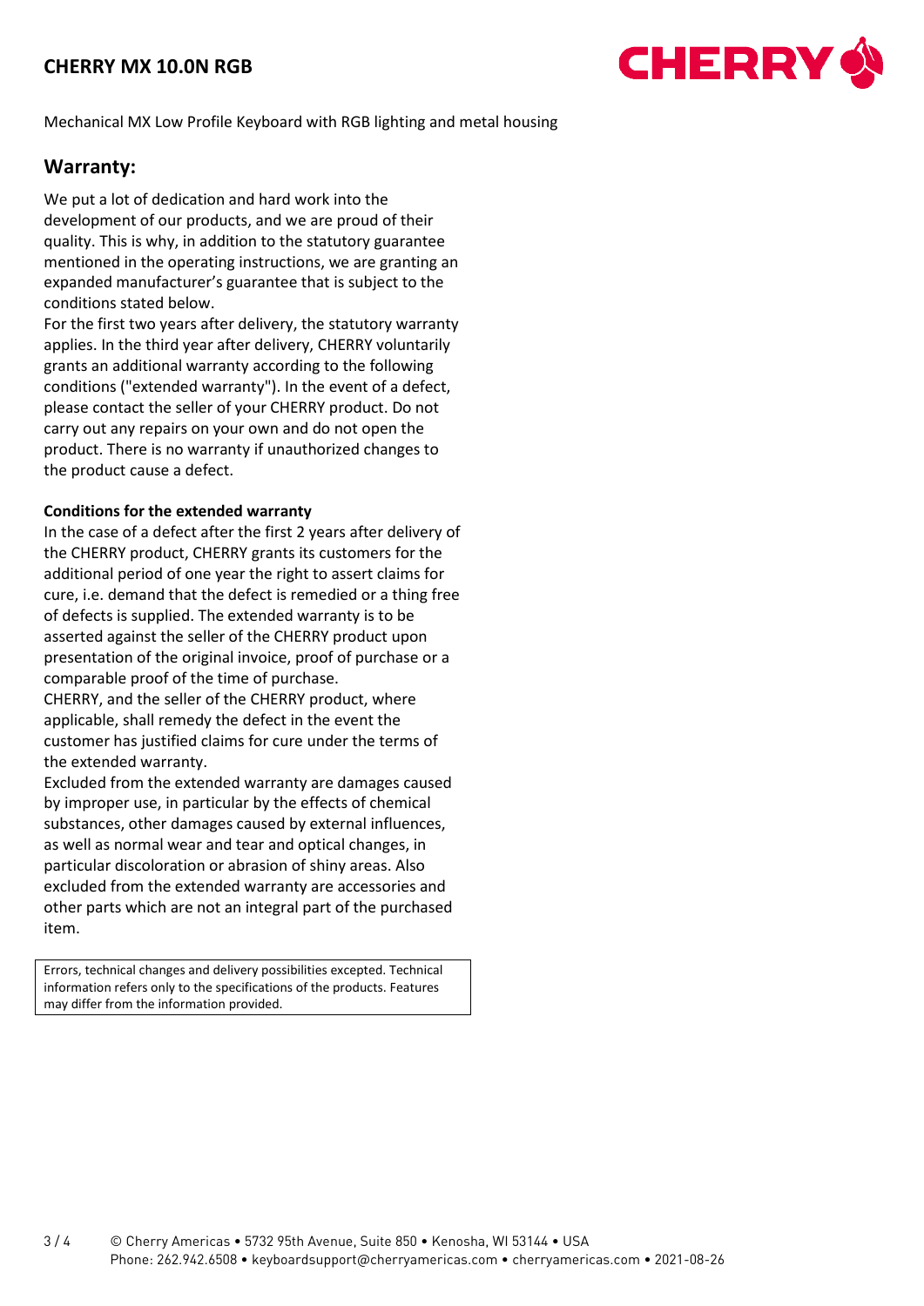# CHERRY MX 10.0N RGB

Mechanical MX Low Profile Keyboard with RGB lighting and metal housing

## Warranty:

We put a lot of dedication and hard work into the development of our products, and we are proud of their quality. This is why, in addition to the statutory guarantee mentioned in the operating instructions, we are granting an expanded manufacturer's guarantee that is subject to the conditions stated below.

For the first two years after delivery, the statutory warranty applies. In the third year after delivery, CHERRY voluntarily grants an additional warranty according to the following conditions ("extended warranty"). In the event of a defect, please contact the seller of your CHERRY product. Do not carry out any repairs on your own and do not open the product. There is no warranty if unauthorized changes to the product cause a defect.

**Conditions for the extended warranty**

In the case of a defect after the first 2 years after delivery of the CHERRY product, CHERRY grants its customers for the additional period of one year the right to assert claims for cure, i.e. demand that the defect is remedied or a thing free of defects is supplied. The extended warranty is to be asserted against the seller of the CHERRY product upon presentation of the original invoice, proof of purchase or a comparable proof of the time of purchase.

CHERRY, and the seller of the CHERRY product, where applicable, shall remedy the defect in the event the customer has justified claims for cure under the terms of the extended warranty.

Excluded from the extended warranty are damages caused by improper use, in particular by the effects of chemical substances, other damages caused by external influences, as well as normal wear and tear and optical changes, in particular discoloration or abrasion of shiny areas. Also excluded from the extended warranty are accessories and other parts which are not an integral part of the purchased item.

Errors, technical changes and delivery possibilities excepted. Technical information refers only to the specifications of the products. Features may differ from the information provided.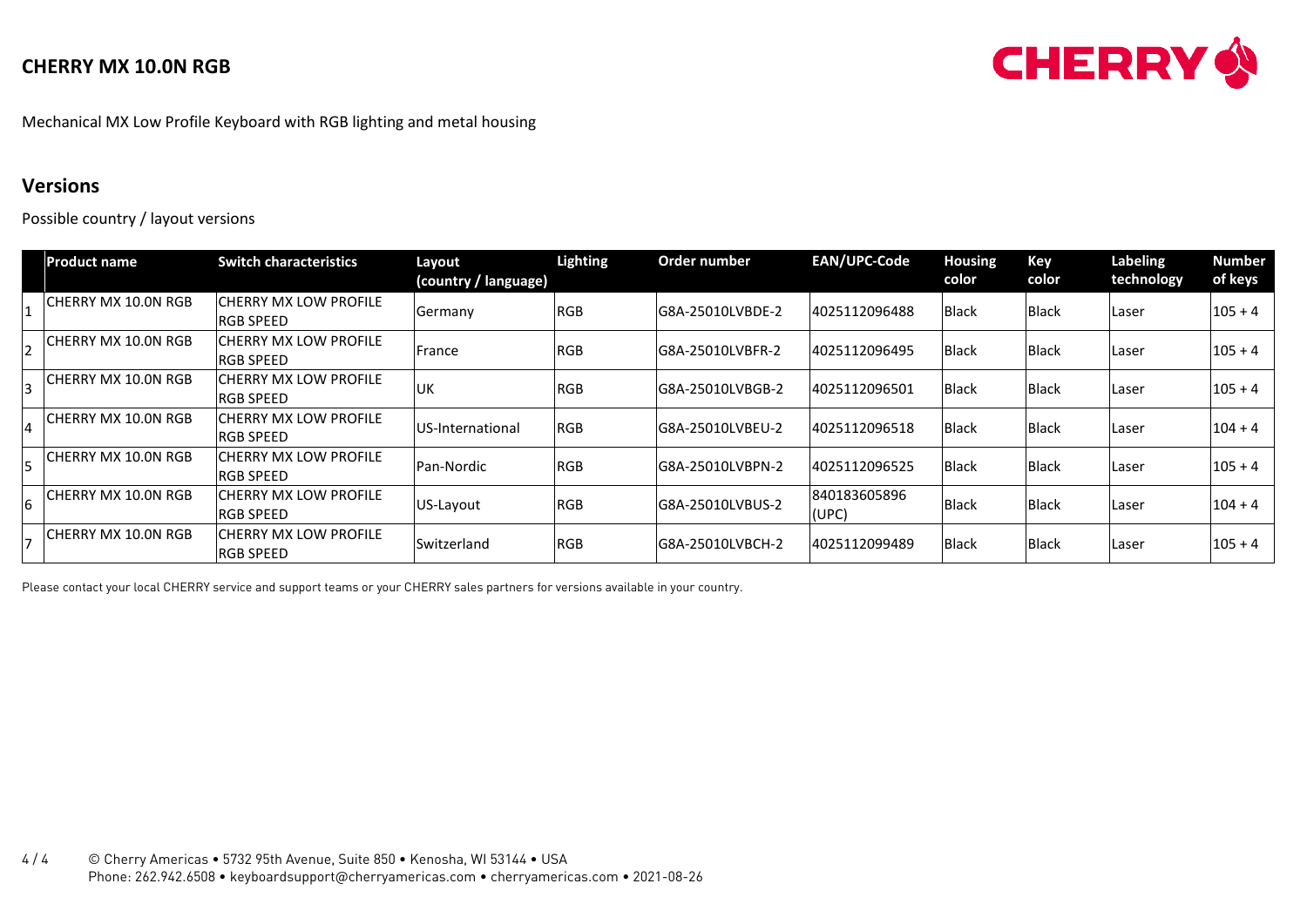# CHERRY MX 10.0N RGB

Mechanical MX Low Profile Keyboard with RGB lighting and metal housing

## Versions

Possible country / layout versions

| | Product name | Switch characteristics | Layout (country / language) | Lighting | Order number | EAN/UPC-Code | Housing color | Key color | Labeling technology | Number of keys |
|---|---|---|---|---|---|---|---|---|---|---|
| 1 | CHERRY MX 10.0N RGB | CHERRY MX LOW PROFILE RGB SPEED | Germany | RGB | G8A-25010LVBDE-2 | 4025112096488 | Black | Black | Laser | 105 + 4 |
| 2 | CHERRY MX 10.0N RGB | CHERRY MX LOW PROFILE RGB SPEED | France | RGB | G8A-25010LVBFR-2 | 4025112096495 | Black | Black | Laser | 105 + 4 |
| 3 | CHERRY MX 10.0N RGB | CHERRY MX LOW PROFILE RGB SPEED | UK | RGB | G8A-25010LVBGB-2 | 4025112096501 | Black | Black | Laser | 105 + 4 |
| 4 | CHERRY MX 10.0N RGB | CHERRY MX LOW PROFILE RGB SPEED | US-International | RGB | G8A-25010LVBEU-2 | 4025112096518 | Black | Black | Laser | 104 + 4 |
| 5 | CHERRY MX 10.0N RGB | CHERRY MX LOW PROFILE RGB SPEED | Pan-Nordic | RGB | G8A-25010LVBPN-2 | 4025112096525 | Black | Black | Laser | 105 + 4 |
| 6 | CHERRY MX 10.0N RGB | CHERRY MX LOW PROFILE RGB SPEED | US-Layout | RGB | G8A-25010LVBUS-2 | 840183605896 (UPC) | Black | Black | Laser | 104 + 4 |
| 7 | CHERRY MX 10.0N RGB | CHERRY MX LOW PROFILE RGB SPEED | Switzerland | RGB | G8A-25010LVBCH-2 | 4025112099489 | Black | Black | Laser | 105 + 4 |

Please contact your local CHERRY service and support teams or your CHERRY sales partners for versions available in your country.

© Cherry Americas • 5732 95th Avenue, Suite 850 • Kenosha, WI 53144 • USA
Phone: 262.942.6508 • keyboardsupport@cherryamericas.com • cherryamericas.com • 2021-08-26